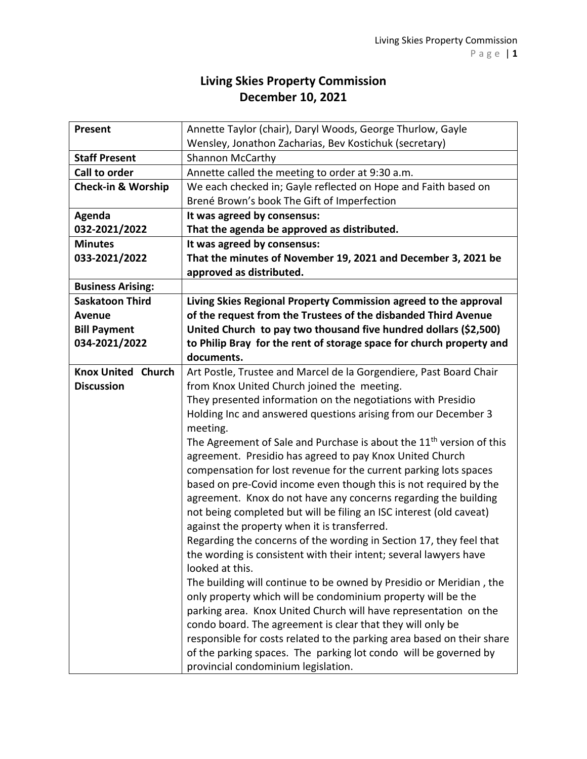# Living Skies Property Commission
# December 10, 2021

| **Present** | Annette Taylor (chair), Daryl Woods, George Thurlow, Gayle Wensley, Jonathon Zacharias, Bev Kostichuk (secretary) |
|---|---|
| **Staff Present** | Shannon McCarthy |
| **Call to order** | Annette called the meeting to order at 9:30 a.m. |
| **Check-in & Worship** | We each checked in; Gayle reflected on Hope and Faith based on Brené Brown's book The Gift of Imperfection |
| **Agenda 032-2021/2022** | **It was agreed by consensus: That the agenda be approved as distributed.** |
| **Minutes 033-2021/2022** | **It was agreed by consensus: That the minutes of November 19, 2021 and December 3, 2021 be approved as distributed.** |
| **Business Arising:** | |
| **Saskatoon Third Avenue Bill Payment 034-2021/2022** | **Living Skies Regional Property Commission agreed to the approval of the request from the Trustees of the disbanded Third Avenue United Church to pay two thousand five hundred dollars ($2,500) to Philip Bray for the rent of storage space for church property and documents.** |
| **Knox United Church Discussion** | Art Postle, Trustee and Marcel de la Gorgendiere, Past Board Chair from Knox United Church joined the meeting. They presented information on the negotiations with Presidio Holding Inc and answered questions arising from our December 3 meeting. The Agreement of Sale and Purchase is about the 11th version of this agreement. Presidio has agreed to pay Knox United Church compensation for lost revenue for the current parking lots spaces based on pre-Covid income even though this is not required by the agreement. Knox do not have any concerns regarding the building not being completed but will be filing an ISC interest (old caveat) against the property when it is transferred. Regarding the concerns of the wording in Section 17, they feel that the wording is consistent with their intent; several lawyers have looked at this. The building will continue to be owned by Presidio or Meridian , the only property which will be condominium property will be the parking area. Knox United Church will have representation on the condo board. The agreement is clear that they will only be responsible for costs related to the parking area based on their share of the parking spaces. The parking lot condo will be governed by provincial condominium legislation. |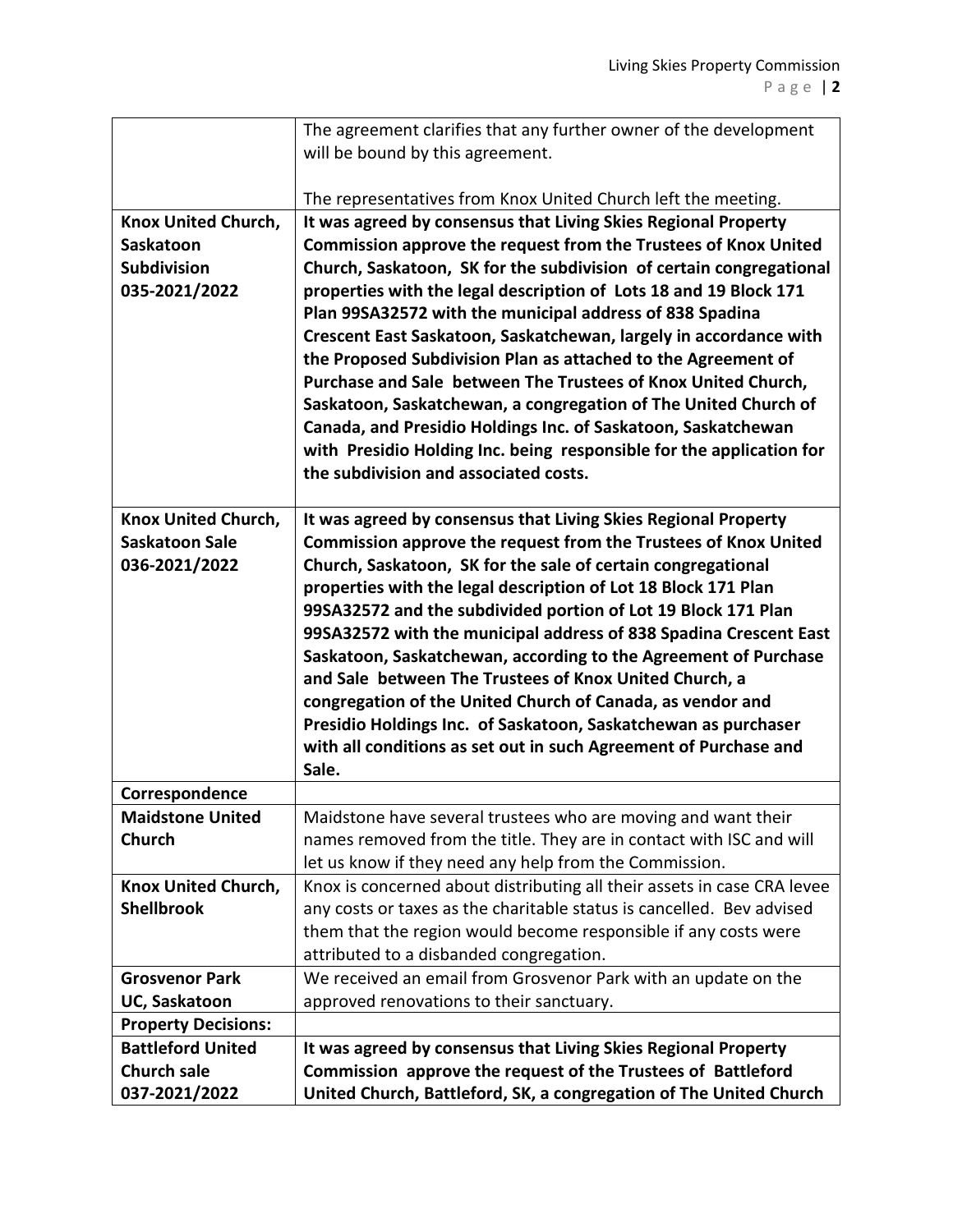| | |
|---|---|
| | The agreement clarifies that any further owner of the development will be bound by this agreement.<br><br>The representatives from Knox United Church left the meeting. |
| **Knox United Church, Saskatoon Subdivision 035-2021/2022** | **It was agreed by consensus that Living Skies Regional Property Commission approve the request from the Trustees of Knox United Church, Saskatoon, SK for the subdivision of certain congregational properties with the legal description of Lots 18 and 19 Block 171 Plan 99SA32572 with the municipal address of 838 Spadina Crescent East Saskatoon, Saskatchewan, largely in accordance with the Proposed Subdivision Plan as attached to the Agreement of Purchase and Sale between The Trustees of Knox United Church, Saskatoon, Saskatchewan, a congregation of The United Church of Canada, and Presidio Holdings Inc. of Saskatoon, Saskatchewan with Presidio Holding Inc. being responsible for the application for the subdivision and associated costs.** |
| **Knox United Church, Saskatoon Sale 036-2021/2022** | **It was agreed by consensus that Living Skies Regional Property Commission approve the request from the Trustees of Knox United Church, Saskatoon, SK for the sale of certain congregational properties with the legal description of Lot 18 Block 171 Plan 99SA32572 and the subdivided portion of Lot 19 Block 171 Plan 99SA32572 with the municipal address of 838 Spadina Crescent East Saskatoon, Saskatchewan, according to the Agreement of Purchase and Sale between The Trustees of Knox United Church, a congregation of the United Church of Canada, as vendor and Presidio Holdings Inc. of Saskatoon, Saskatchewan as purchaser with all conditions as set out in such Agreement of Purchase and Sale.** |
| **Correspondence** | |
| **Maidstone United Church** | Maidstone have several trustees who are moving and want their names removed from the title. They are in contact with ISC and will let us know if they need any help from the Commission. |
| **Knox United Church, Shellbrook** | Knox is concerned about distributing all their assets in case CRA levee any costs or taxes as the charitable status is cancelled. Bev advised them that the region would become responsible if any costs were attributed to a disbanded congregation. |
| **Grosvenor Park UC, Saskatoon** | We received an email from Grosvenor Park with an update on the approved renovations to their sanctuary. |
| **Property Decisions:** | |
| **Battleford United Church sale 037-2021/2022** | **It was agreed by consensus that Living Skies Regional Property Commission approve the request of the Trustees of Battleford United Church, Battleford, SK, a congregation of The United Church** |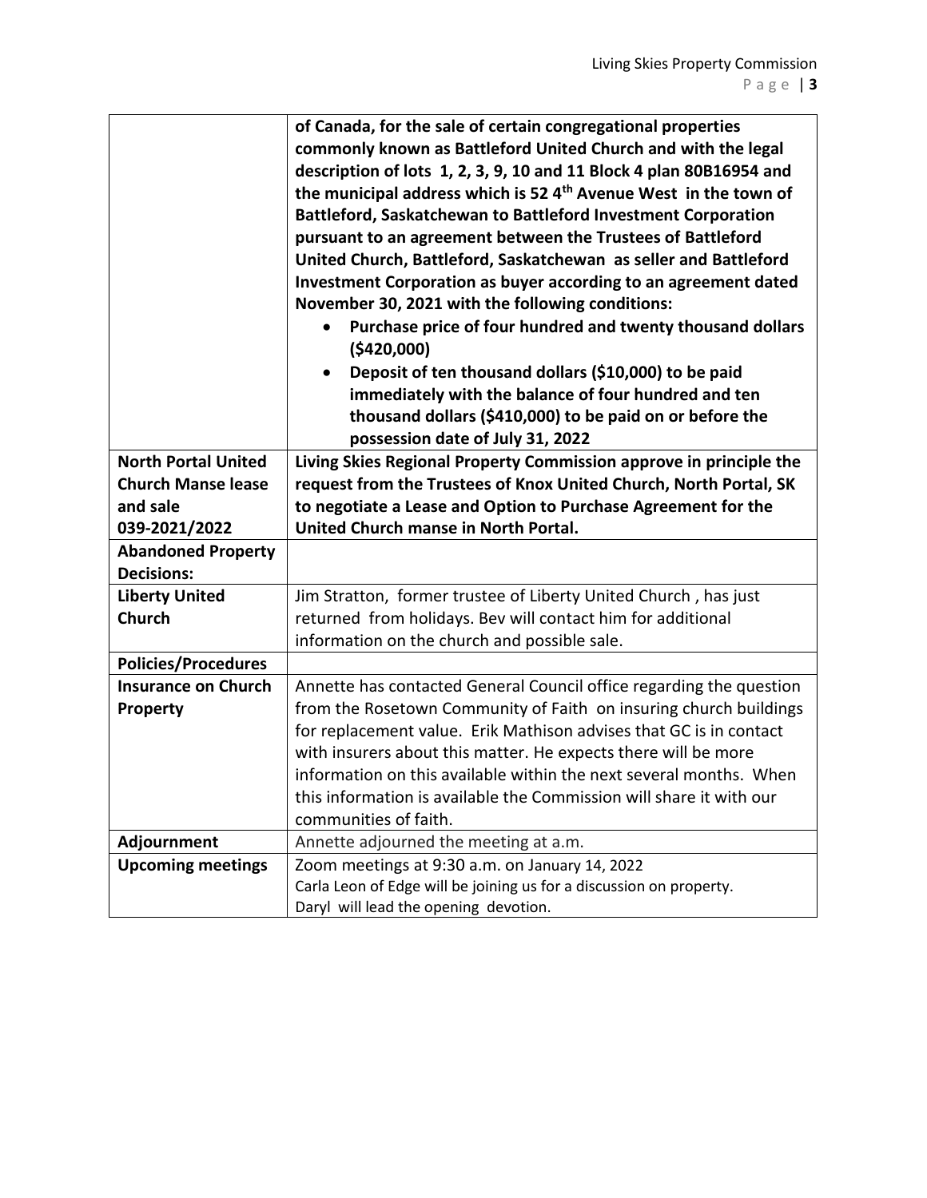| | |
|---|---|
| | **of Canada, for the sale of certain congregational properties commonly known as Battleford United Church and with the legal description of lots 1, 2, 3, 9, 10 and 11 Block 4 plan 80B16954 and the municipal address which is 52 4th Avenue West in the town of Battleford, Saskatchewan to Battleford Investment Corporation pursuant to an agreement between the Trustees of Battleford United Church, Battleford, Saskatchewan as seller and Battleford Investment Corporation as buyer according to an agreement dated November 30, 2021 with the following conditions:**<br>• **Purchase price of four hundred and twenty thousand dollars ($420,000)**<br>• **Deposit of ten thousand dollars ($10,000) to be paid immediately with the balance of four hundred and ten thousand dollars ($410,000) to be paid on or before the possession date of July 31, 2022** |
| **North Portal United Church Manse lease and sale 039-2021/2022** | **Living Skies Regional Property Commission approve in principle the request from the Trustees of Knox United Church, North Portal, SK to negotiate a Lease and Option to Purchase Agreement for the United Church manse in North Portal.** |
| **Abandoned Property Decisions:** | |
| **Liberty United Church** | Jim Stratton, former trustee of Liberty United Church , has just returned from holidays. Bev will contact him for additional information on the church and possible sale. |
| **Policies/Procedures** | |
| **Insurance on Church Property** | Annette has contacted General Council office regarding the question from the Rosetown Community of Faith on insuring church buildings for replacement value. Erik Mathison advises that GC is in contact with insurers about this matter. He expects there will be more information on this available within the next several months. When this information is available the Commission will share it with our communities of faith. |
| **Adjournment** | Annette adjourned the meeting at a.m. |
| **Upcoming meetings** | Zoom meetings at 9:30 a.m. on January 14, 2022<br>Carla Leon of Edge will be joining us for a discussion on property.<br>Daryl will lead the opening devotion. |